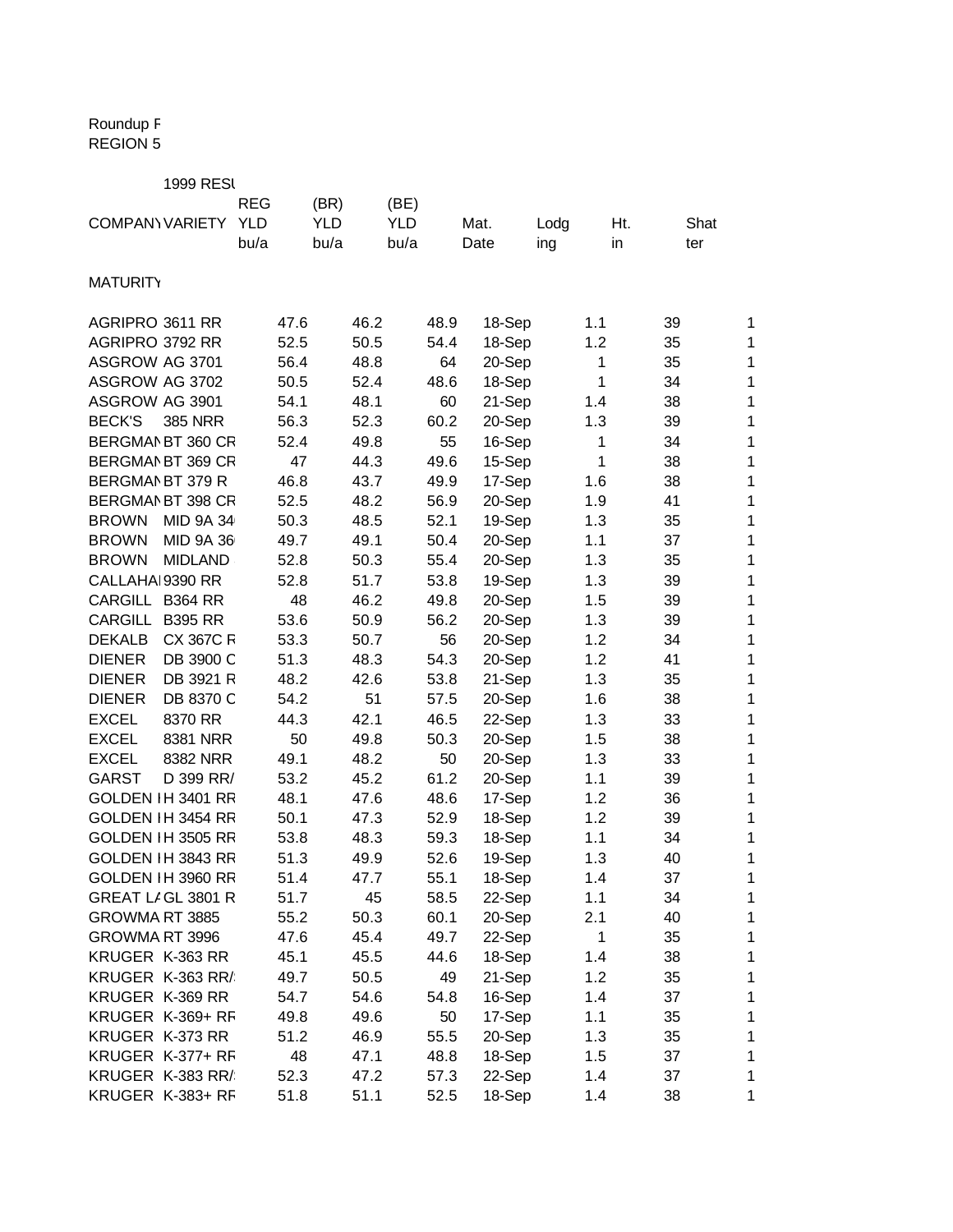Roundup F
REGION 5

1999 RESU

| COMPANY | VARIETY | REG YLD bu/a | (BR) YLD bu/a | (BE) YLD bu/a | Mat. Date | Lodging | Ht. in | Shatter |
|---|---|---|---|---|---|---|---|---|
| MATURITY | | | | | | | | |
| AGRIPRO | 3611 RR | 47.6 | 46.2 | 48.9 | 18-Sep | 1.1 | 39 | 1 |
| AGRIPRO | 3792 RR | 52.5 | 50.5 | 54.4 | 18-Sep | 1.2 | 35 | 1 |
| ASGROW | AG 3701 | 56.4 | 48.8 | 64 | 20-Sep | 1 | 35 | 1 |
| ASGROW | AG 3702 | 50.5 | 52.4 | 48.6 | 18-Sep | 1 | 34 | 1 |
| ASGROW | AG 3901 | 54.1 | 48.1 | 60 | 21-Sep | 1.4 | 38 | 1 |
| BECK'S | 385 NRR | 56.3 | 52.3 | 60.2 | 20-Sep | 1.3 | 39 | 1 |
| BERGMAN | BT 360 CR | 52.4 | 49.8 | 55 | 16-Sep | 1 | 34 | 1 |
| BERGMAN | BT 369 CR | 47 | 44.3 | 49.6 | 15-Sep | 1 | 38 | 1 |
| BERGMAN | BT 379 R | 46.8 | 43.7 | 49.9 | 17-Sep | 1.6 | 38 | 1 |
| BERGMAN | BT 398 CR | 52.5 | 48.2 | 56.9 | 20-Sep | 1.9 | 41 | 1 |
| BROWN | MID 9A 34 | 50.3 | 48.5 | 52.1 | 19-Sep | 1.3 | 35 | 1 |
| BROWN | MID 9A 36 | 49.7 | 49.1 | 50.4 | 20-Sep | 1.1 | 37 | 1 |
| BROWN | MIDLAND | 52.8 | 50.3 | 55.4 | 20-Sep | 1.3 | 35 | 1 |
| CALLAHA | 9390 RR | 52.8 | 51.7 | 53.8 | 19-Sep | 1.3 | 39 | 1 |
| CARGILL | B364 RR | 48 | 46.2 | 49.8 | 20-Sep | 1.5 | 39 | 1 |
| CARGILL | B395 RR | 53.6 | 50.9 | 56.2 | 20-Sep | 1.3 | 39 | 1 |
| DEKALB | CX 367C R | 53.3 | 50.7 | 56 | 20-Sep | 1.2 | 34 | 1 |
| DIENER | DB 3900 C | 51.3 | 48.3 | 54.3 | 20-Sep | 1.2 | 41 | 1 |
| DIENER | DB 3921 R | 48.2 | 42.6 | 53.8 | 21-Sep | 1.3 | 35 | 1 |
| DIENER | DB 8370 C | 54.2 | 51 | 57.5 | 20-Sep | 1.6 | 38 | 1 |
| EXCEL | 8370 RR | 44.3 | 42.1 | 46.5 | 22-Sep | 1.3 | 33 | 1 |
| EXCEL | 8381 NRR | 50 | 49.8 | 50.3 | 20-Sep | 1.5 | 38 | 1 |
| EXCEL | 8382 NRR | 49.1 | 48.2 | 50 | 20-Sep | 1.3 | 33 | 1 |
| GARST | D 399 RR/ | 53.2 | 45.2 | 61.2 | 20-Sep | 1.1 | 39 | 1 |
| GOLDEN I | H 3401 RR | 48.1 | 47.6 | 48.6 | 17-Sep | 1.2 | 36 | 1 |
| GOLDEN I | H 3454 RR | 50.1 | 47.3 | 52.9 | 18-Sep | 1.2 | 39 | 1 |
| GOLDEN I | H 3505 RR | 53.8 | 48.3 | 59.3 | 18-Sep | 1.1 | 34 | 1 |
| GOLDEN I | H 3843 RR | 51.3 | 49.9 | 52.6 | 19-Sep | 1.3 | 40 | 1 |
| GOLDEN I | H 3960 RR | 51.4 | 47.7 | 55.1 | 18-Sep | 1.4 | 37 | 1 |
| GREAT LA | GL 3801 R | 51.7 | 45 | 58.5 | 22-Sep | 1.1 | 34 | 1 |
| GROWMA | RT 3885 | 55.2 | 50.3 | 60.1 | 20-Sep | 2.1 | 40 | 1 |
| GROWMA | RT 3996 | 47.6 | 45.4 | 49.7 | 22-Sep | 1 | 35 | 1 |
| KRUGER | K-363 RR | 45.1 | 45.5 | 44.6 | 18-Sep | 1.4 | 38 | 1 |
| KRUGER | K-363 RR/ | 49.7 | 50.5 | 49 | 21-Sep | 1.2 | 35 | 1 |
| KRUGER | K-369 RR | 54.7 | 54.6 | 54.8 | 16-Sep | 1.4 | 37 | 1 |
| KRUGER | K-369+ RR | 49.8 | 49.6 | 50 | 17-Sep | 1.1 | 35 | 1 |
| KRUGER | K-373 RR | 51.2 | 46.9 | 55.5 | 20-Sep | 1.3 | 35 | 1 |
| KRUGER | K-377+ RR | 48 | 47.1 | 48.8 | 18-Sep | 1.5 | 37 | 1 |
| KRUGER | K-383 RR/ | 52.3 | 47.2 | 57.3 | 22-Sep | 1.4 | 37 | 1 |
| KRUGER | K-383+ RR | 51.8 | 51.1 | 52.5 | 18-Sep | 1.4 | 38 | 1 |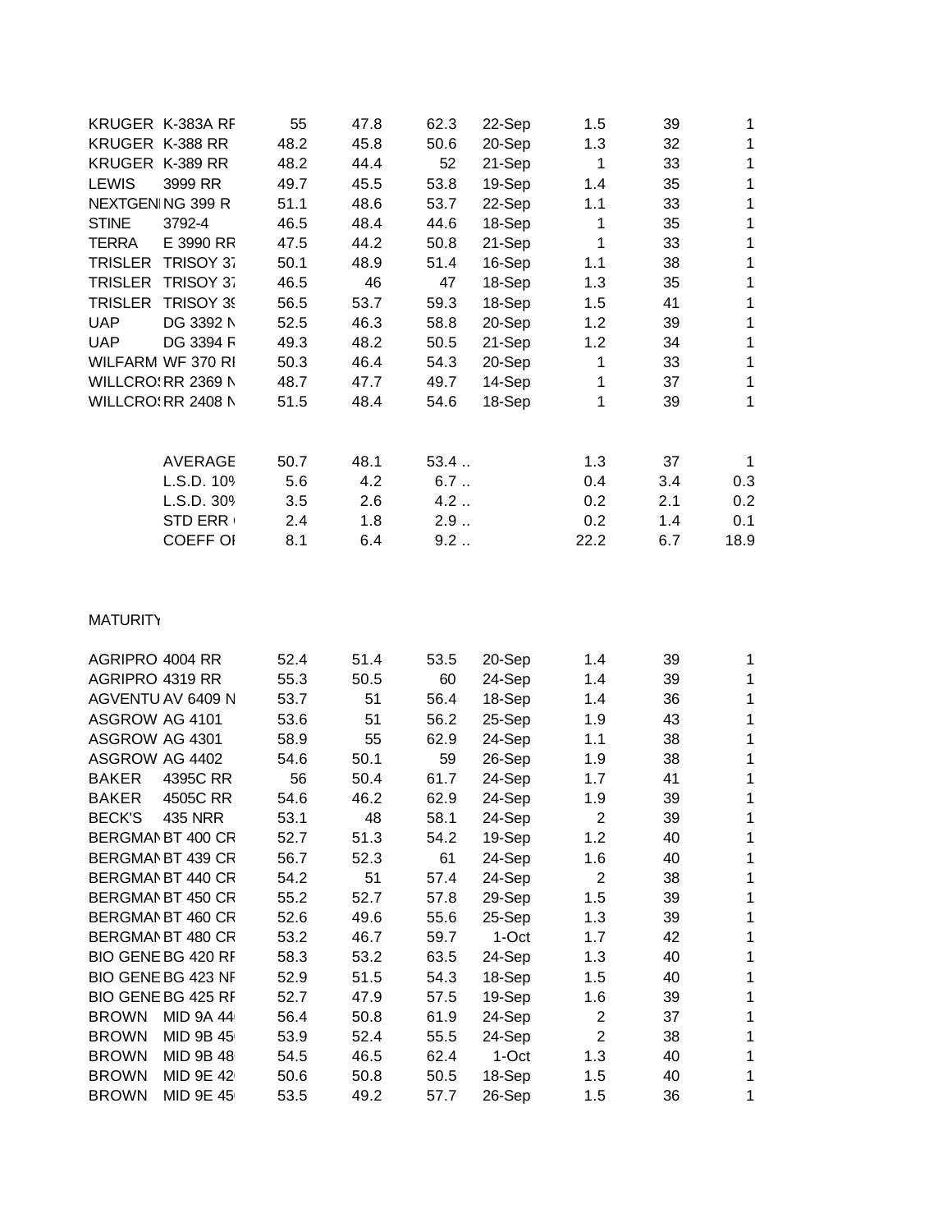| | | | | | | | | |
|---|---|---|---|---|---|---|---|---|
| KRUGER | K-383A RF | 55 | 47.8 | 62.3 | 22-Sep | 1.5 | 39 | 1 |
| KRUGER | K-388 RR | 48.2 | 45.8 | 50.6 | 20-Sep | 1.3 | 32 | 1 |
| KRUGER | K-389 RR | 48.2 | 44.4 | 52 | 21-Sep | 1 | 33 | 1 |
| LEWIS | 3999 RR | 49.7 | 45.5 | 53.8 | 19-Sep | 1.4 | 35 | 1 |
| NEXTGENI | NG 399 R | 51.1 | 48.6 | 53.7 | 22-Sep | 1.1 | 33 | 1 |
| STINE | 3792-4 | 46.5 | 48.4 | 44.6 | 18-Sep | 1 | 35 | 1 |
| TERRA | E 3990 RR | 47.5 | 44.2 | 50.8 | 21-Sep | 1 | 33 | 1 |
| TRISLER | TRISOY 37 | 50.1 | 48.9 | 51.4 | 16-Sep | 1.1 | 38 | 1 |
| TRISLER | TRISOY 37 | 46.5 | 46 | 47 | 18-Sep | 1.3 | 35 | 1 |
| TRISLER | TRISOY 39 | 56.5 | 53.7 | 59.3 | 18-Sep | 1.5 | 41 | 1 |
| UAP | DG 3392 N | 52.5 | 46.3 | 58.8 | 20-Sep | 1.2 | 39 | 1 |
| UAP | DG 3394 F | 49.3 | 48.2 | 50.5 | 21-Sep | 1.2 | 34 | 1 |
| WILFARM | WF 370 RI | 50.3 | 46.4 | 54.3 | 20-Sep | 1 | 33 | 1 |
| WILLCROS | RR 2369 N | 48.7 | 47.7 | 49.7 | 14-Sep | 1 | 37 | 1 |
| WILLCROS | RR 2408 N | 51.5 | 48.4 | 54.6 | 18-Sep | 1 | 39 | 1 |
| | | | | | | | | |
| | AVERAGE | 50.7 | 48.1 | 53.4 .. | | 1.3 | 37 | 1 |
| | L.S.D. 10% | 5.6 | 4.2 | 6.7 .. | | 0.4 | 3.4 | 0.3 |
| | L.S.D. 30% | 3.5 | 2.6 | 4.2 .. | | 0.2 | 2.1 | 0.2 |
| | STD ERR | 2.4 | 1.8 | 2.9 .. | | 0.2 | 1.4 | 0.1 |
| | COEFF OF | 8.1 | 6.4 | 9.2 .. | | 22.2 | 6.7 | 18.9 |

MATURITY

| | | | | | | | | |
|---|---|---|---|---|---|---|---|---|
| AGRIPRO | 4004 RR | 52.4 | 51.4 | 53.5 | 20-Sep | 1.4 | 39 | 1 |
| AGRIPRO | 4319 RR | 55.3 | 50.5 | 60 | 24-Sep | 1.4 | 39 | 1 |
| AGVENTU | AV 6409 N | 53.7 | 51 | 56.4 | 18-Sep | 1.4 | 36 | 1 |
| ASGROW | AG 4101 | 53.6 | 51 | 56.2 | 25-Sep | 1.9 | 43 | 1 |
| ASGROW | AG 4301 | 58.9 | 55 | 62.9 | 24-Sep | 1.1 | 38 | 1 |
| ASGROW | AG 4402 | 54.6 | 50.1 | 59 | 26-Sep | 1.9 | 38 | 1 |
| BAKER | 4395C RR | 56 | 50.4 | 61.7 | 24-Sep | 1.7 | 41 | 1 |
| BAKER | 4505C RR | 54.6 | 46.2 | 62.9 | 24-Sep | 1.9 | 39 | 1 |
| BECK'S | 435 NRR | 53.1 | 48 | 58.1 | 24-Sep | 2 | 39 | 1 |
| BERGMAN | BT 400 CR | 52.7 | 51.3 | 54.2 | 19-Sep | 1.2 | 40 | 1 |
| BERGMAN | BT 439 CR | 56.7 | 52.3 | 61 | 24-Sep | 1.6 | 40 | 1 |
| BERGMAN | BT 440 CR | 54.2 | 51 | 57.4 | 24-Sep | 2 | 38 | 1 |
| BERGMAN | BT 450 CR | 55.2 | 52.7 | 57.8 | 29-Sep | 1.5 | 39 | 1 |
| BERGMAN | BT 460 CR | 52.6 | 49.6 | 55.6 | 25-Sep | 1.3 | 39 | 1 |
| BERGMAN | BT 480 CR | 53.2 | 46.7 | 59.7 | 1-Oct | 1.7 | 42 | 1 |
| BIO GENE | BG 420 RF | 58.3 | 53.2 | 63.5 | 24-Sep | 1.3 | 40 | 1 |
| BIO GENE | BG 423 NF | 52.9 | 51.5 | 54.3 | 18-Sep | 1.5 | 40 | 1 |
| BIO GENE | BG 425 RF | 52.7 | 47.9 | 57.5 | 19-Sep | 1.6 | 39 | 1 |
| BROWN | MID 9A 44 | 56.4 | 50.8 | 61.9 | 24-Sep | 2 | 37 | 1 |
| BROWN | MID 9B 45 | 53.9 | 52.4 | 55.5 | 24-Sep | 2 | 38 | 1 |
| BROWN | MID 9B 48 | 54.5 | 46.5 | 62.4 | 1-Oct | 1.3 | 40 | 1 |
| BROWN | MID 9E 42 | 50.6 | 50.8 | 50.5 | 18-Sep | 1.5 | 40 | 1 |
| BROWN | MID 9E 45 | 53.5 | 49.2 | 57.7 | 26-Sep | 1.5 | 36 | 1 |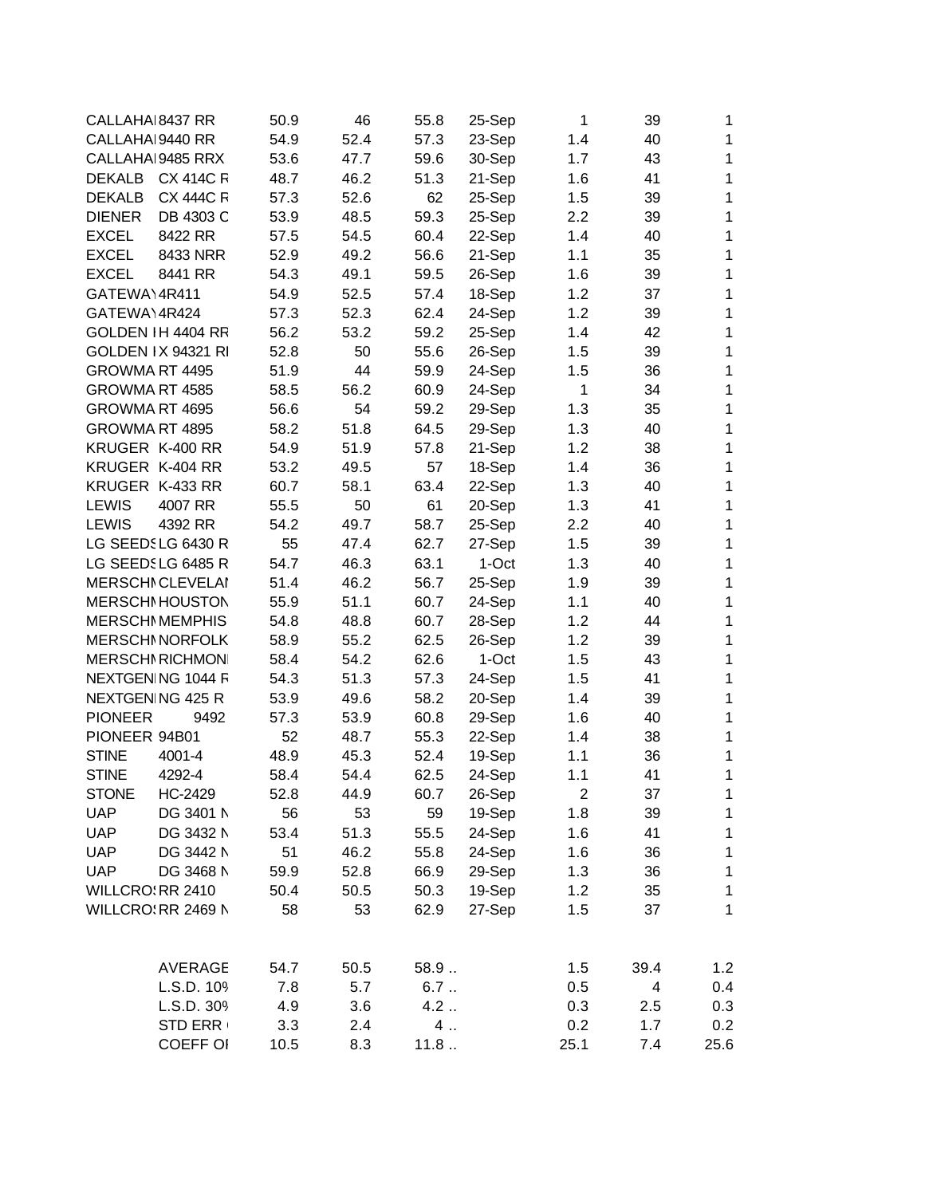| | | | | | | | | |
|---|---|---|---|---|---|---|---|---|
| CALLAHAI | 8437 RR | 50.9 | 46 | 55.8 | 25-Sep | 1 | 39 | 1 |
| CALLAHAI | 9440 RR | 54.9 | 52.4 | 57.3 | 23-Sep | 1.4 | 40 | 1 |
| CALLAHAI | 9485 RRX | 53.6 | 47.7 | 59.6 | 30-Sep | 1.7 | 43 | 1 |
| DEKALB | CX 414C R | 48.7 | 46.2 | 51.3 | 21-Sep | 1.6 | 41 | 1 |
| DEKALB | CX 444C R | 57.3 | 52.6 | 62 | 25-Sep | 1.5 | 39 | 1 |
| DIENER | DB 4303 C | 53.9 | 48.5 | 59.3 | 25-Sep | 2.2 | 39 | 1 |
| EXCEL | 8422 RR | 57.5 | 54.5 | 60.4 | 22-Sep | 1.4 | 40 | 1 |
| EXCEL | 8433 NRR | 52.9 | 49.2 | 56.6 | 21-Sep | 1.1 | 35 | 1 |
| EXCEL | 8441 RR | 54.3 | 49.1 | 59.5 | 26-Sep | 1.6 | 39 | 1 |
| GATEWAY | 4R411 | 54.9 | 52.5 | 57.4 | 18-Sep | 1.2 | 37 | 1 |
| GATEWAY | 4R424 | 57.3 | 52.3 | 62.4 | 24-Sep | 1.2 | 39 | 1 |
| GOLDEN I | H 4404 RR | 56.2 | 53.2 | 59.2 | 25-Sep | 1.4 | 42 | 1 |
| GOLDEN I | X 94321 RI | 52.8 | 50 | 55.6 | 26-Sep | 1.5 | 39 | 1 |
| GROWMA | RT 4495 | 51.9 | 44 | 59.9 | 24-Sep | 1.5 | 36 | 1 |
| GROWMA | RT 4585 | 58.5 | 56.2 | 60.9 | 24-Sep | 1 | 34 | 1 |
| GROWMA | RT 4695 | 56.6 | 54 | 59.2 | 29-Sep | 1.3 | 35 | 1 |
| GROWMA | RT 4895 | 58.2 | 51.8 | 64.5 | 29-Sep | 1.3 | 40 | 1 |
| KRUGER | K-400 RR | 54.9 | 51.9 | 57.8 | 21-Sep | 1.2 | 38 | 1 |
| KRUGER | K-404 RR | 53.2 | 49.5 | 57 | 18-Sep | 1.4 | 36 | 1 |
| KRUGER | K-433 RR | 60.7 | 58.1 | 63.4 | 22-Sep | 1.3 | 40 | 1 |
| LEWIS | 4007 RR | 55.5 | 50 | 61 | 20-Sep | 1.3 | 41 | 1 |
| LEWIS | 4392 RR | 54.2 | 49.7 | 58.7 | 25-Sep | 2.2 | 40 | 1 |
| LG SEEDS | LG 6430 R | 55 | 47.4 | 62.7 | 27-Sep | 1.5 | 39 | 1 |
| LG SEEDS | LG 6485 R | 54.7 | 46.3 | 63.1 | 1-Oct | 1.3 | 40 | 1 |
| MERSCHI | CLEVELAI | 51.4 | 46.2 | 56.7 | 25-Sep | 1.9 | 39 | 1 |
| MERSCHI | HOUSTON | 55.9 | 51.1 | 60.7 | 24-Sep | 1.1 | 40 | 1 |
| MERSCHI | MEMPHIS | 54.8 | 48.8 | 60.7 | 28-Sep | 1.2 | 44 | 1 |
| MERSCHI | NORFOLK | 58.9 | 55.2 | 62.5 | 26-Sep | 1.2 | 39 | 1 |
| MERSCHI | RICHMONI | 58.4 | 54.2 | 62.6 | 1-Oct | 1.5 | 43 | 1 |
| NEXTGENI | NG 1044 F | 54.3 | 51.3 | 57.3 | 24-Sep | 1.5 | 41 | 1 |
| NEXTGENI | NG 425 R | 53.9 | 49.6 | 58.2 | 20-Sep | 1.4 | 39 | 1 |
| PIONEER | 9492 | 57.3 | 53.9 | 60.8 | 29-Sep | 1.6 | 40 | 1 |
| PIONEER | 94B01 | 52 | 48.7 | 55.3 | 22-Sep | 1.4 | 38 | 1 |
| STINE | 4001-4 | 48.9 | 45.3 | 52.4 | 19-Sep | 1.1 | 36 | 1 |
| STINE | 4292-4 | 58.4 | 54.4 | 62.5 | 24-Sep | 1.1 | 41 | 1 |
| STONE | HC-2429 | 52.8 | 44.9 | 60.7 | 26-Sep | 2 | 37 | 1 |
| UAP | DG 3401 N | 56 | 53 | 59 | 19-Sep | 1.8 | 39 | 1 |
| UAP | DG 3432 N | 53.4 | 51.3 | 55.5 | 24-Sep | 1.6 | 41 | 1 |
| UAP | DG 3442 N | 51 | 46.2 | 55.8 | 24-Sep | 1.6 | 36 | 1 |
| UAP | DG 3468 N | 59.9 | 52.8 | 66.9 | 29-Sep | 1.3 | 36 | 1 |
| WILLCROS | RR 2410 | 50.4 | 50.5 | 50.3 | 19-Sep | 1.2 | 35 | 1 |
| WILLCROS | RR 2469 N | 58 | 53 | 62.9 | 27-Sep | 1.5 | 37 | 1 |
| | | | | | | | | |
| | AVERAGE | 54.7 | 50.5 | 58.9 .. | | 1.5 | 39.4 | 1.2 |
| | L.S.D. 10% | 7.8 | 5.7 | 6.7 .. | | 0.5 | 4 | 0.4 |
| | L.S.D. 30% | 4.9 | 3.6 | 4.2 .. | | 0.3 | 2.5 | 0.3 |
| | STD ERR | 3.3 | 2.4 | 4 .. | | 0.2 | 1.7 | 0.2 |
| | COEFF OF | 10.5 | 8.3 | 11.8 .. | | 25.1 | 7.4 | 25.6 |